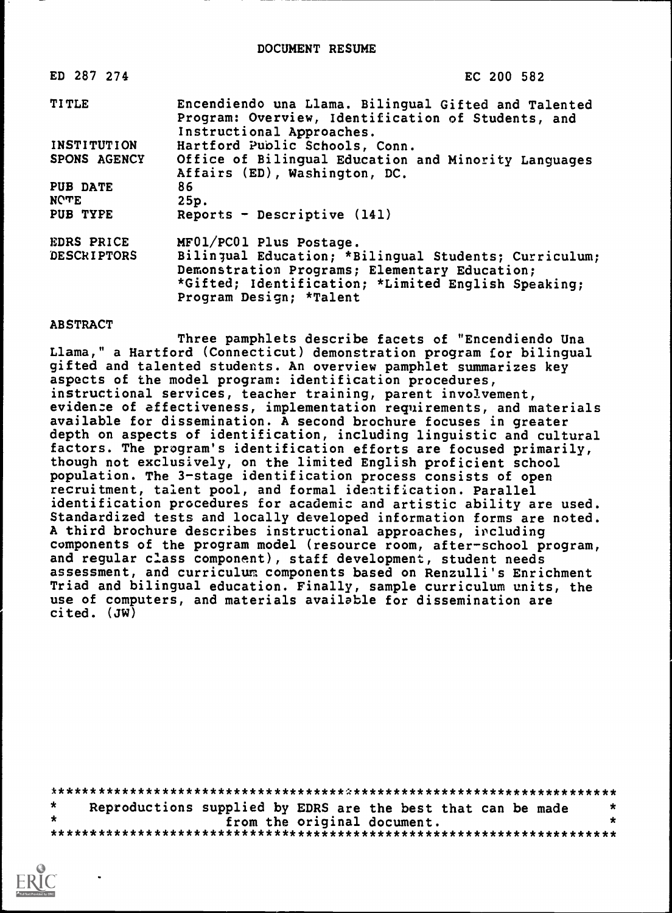# DOCUMENT RESUME

| | |
|---|---|
| ED 287 274 | EC 200 582 |
| TITLE | Encendiendo una Llama. Bilingual Gifted and Talented Program: Overview, Identification of Students, and Instructional Approaches. |
| INSTITUTION | Hartford Public Schools, Conn. |
| SPONS AGENCY | Office of Bilingual Education and Minority Languages Affairs (ED), Washington, DC. |
| PUB DATE | 86 |
| NOTE | 25p. |
| PUB TYPE | Reports - Descriptive (141) |
| EDRS PRICE | MF01/PC01 Plus Postage. |
| DESCRIPTORS | Bilingual Education; *Bilingual Students; Curriculum; Demonstration Programs; Elementary Education; *Gifted; Identification; *Limited English Speaking; Program Design; *Talent |

## ABSTRACT

Three pamphlets describe facets of "Encendiendo Una Llama," a Hartford (Connecticut) demonstration program for bilingual gifted and talented students. An overview pamphlet summarizes key aspects of the model program: identification procedures, instructional services, teacher training, parent involvement, evidence of effectiveness, implementation requirements, and materials available for dissemination. A second brochure focuses in greater depth on aspects of identification, including linguistic and cultural factors. The program's identification efforts are focused primarily, though not exclusively, on the limited English proficient school population. The 3-stage identification process consists of open recruitment, talent pool, and formal identification. Parallel identification procedures for academic and artistic ability are used. Standardized tests and locally developed information forms are noted. A third brochure describes instructional approaches, including components of the program model (resource room, after-school program, and regular class component), staff development, student needs assessment, and curriculum components based on Renzulli's Enrichment Triad and bilingual education. Finally, sample curriculum units, the use of computers, and materials available for dissemination are cited. (JW)

***********************************************************************
* Reproductions supplied by EDRS are the best that can be made *
* from the original document. *
***********************************************************************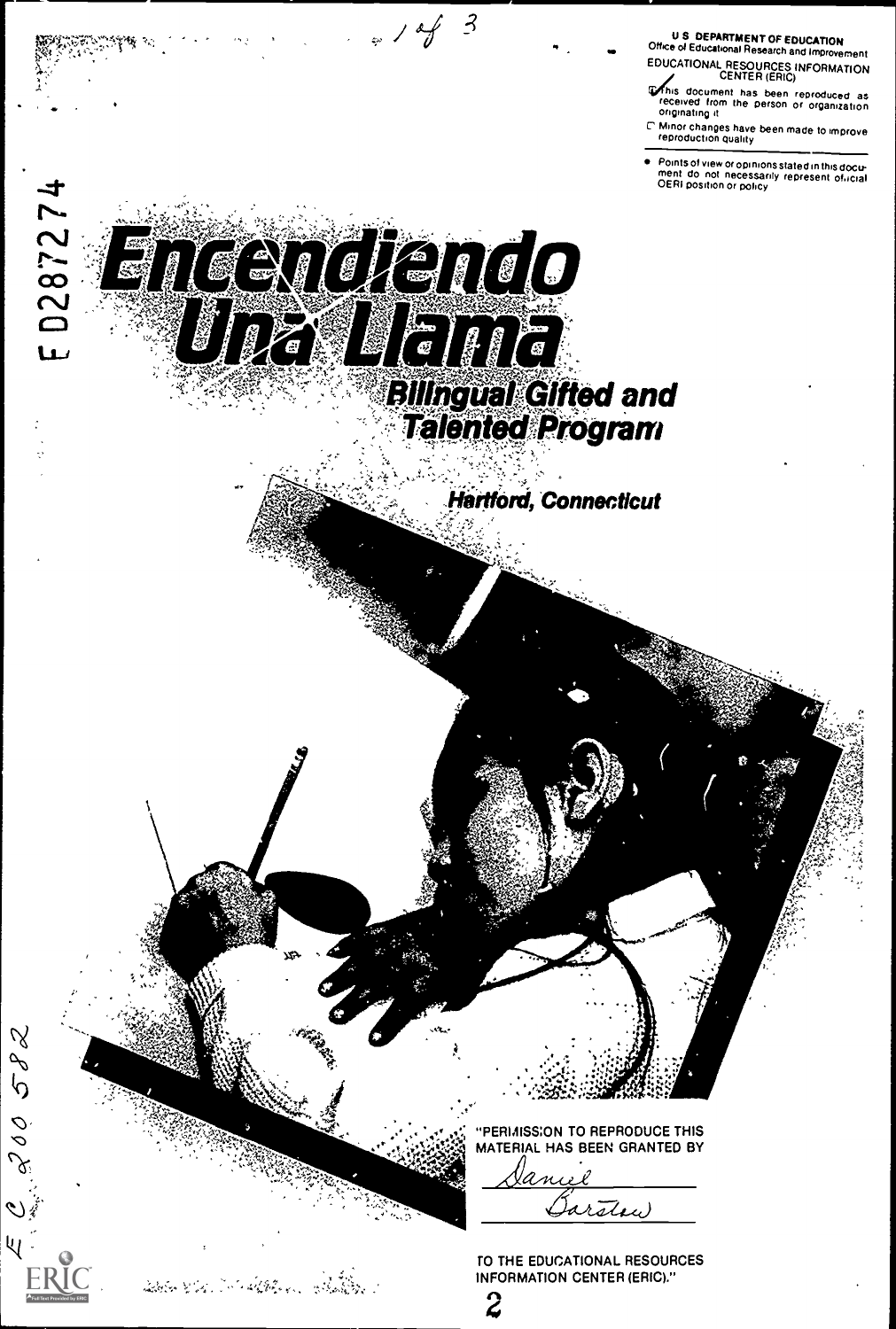U S DEPARTMENT OF EDUCATION
Office of Educational Research and Improvement

EDUCATIONAL RESOURCES INFORMATION CENTER (ERIC)

- This document has been reproduced as received from the person or organization originating it
- Minor changes have been made to improve reproduction quality

- Points of view or opinions stated in this document do not necessarily represent official OERI position or policy

ED287274

# Encendiendo Una Llama

## Bilingual Gifted and Talented Program

### Hartford, Connecticut

"PERMISSION TO REPRODUCE THIS MATERIAL HAS BEEN GRANTED BY

Daniel Barstow

TO THE EDUCATIONAL RESOURCES INFORMATION CENTER (ERIC)."

EC 200582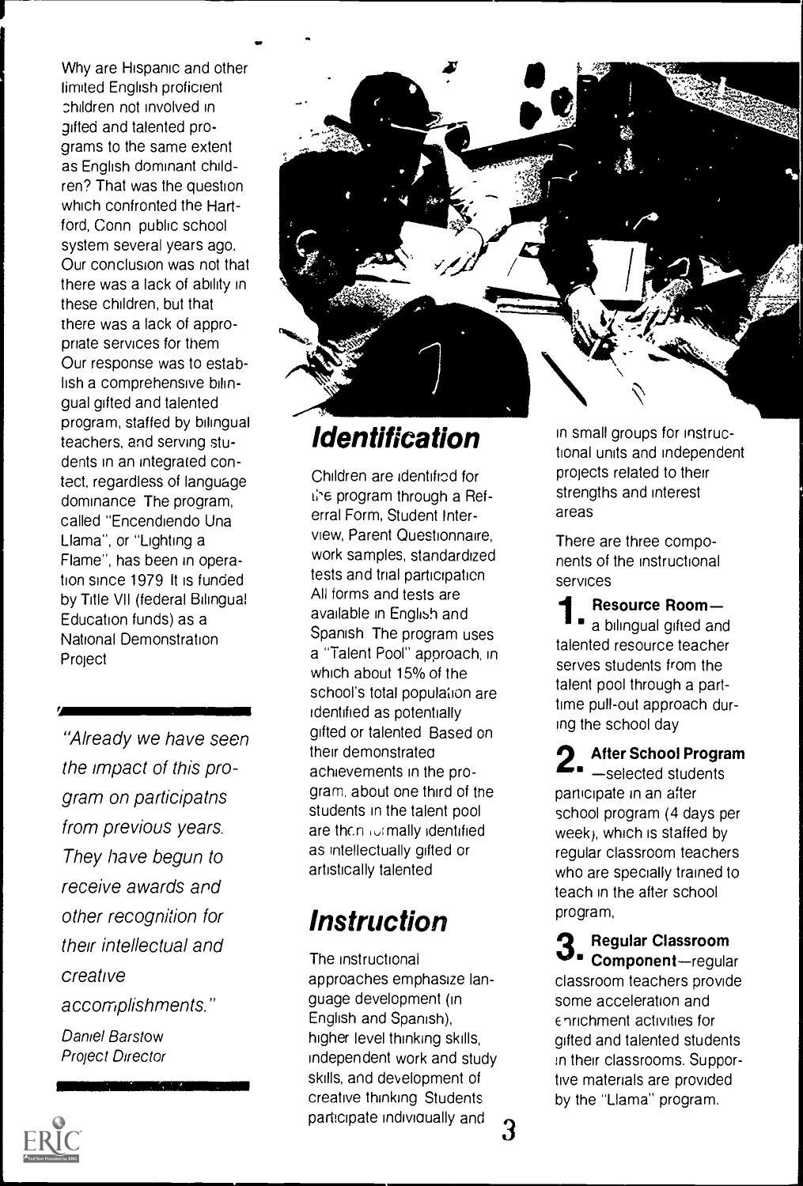Why are Hispanic and other limited English proficient children not involved in gifted and talented programs to the same extent as English dominant children? That was the question which confronted the Hartford, Conn public school system several years ago. Our conclusion was not that there was a lack of ability in these children, but that there was a lack of appropriate services for them. Our response was to establish a comprehensive bilingual gifted and talented program, staffed by bilingual teachers, and serving students in an integrated context, regardless of language dominance. The program, called "Encendiendo Una Llama", or "Lighting a Flame", has been in operation since 1979. It is funded by Title VII (federal Bilingual Education funds) as a National Demonstration Project.

*"Already we have seen the impact of this program on participatns from previous years. They have begun to receive awards and other recognition for their intellectual and creative accomplishments."*

*Daniel Barstow*
*Project Director*

## Identification

Children are identified for the program through a Referral Form, Student Interview, Parent Questionnaire, work samples, standardized tests and trial participation. All forms and tests are available in English and Spanish. The program uses a "Talent Pool" approach, in which about 15% of the school's total population are identified as potentially gifted or talented. Based on their demonstrated achievements in the program, about one third of the students in the talent pool are then formally identified as intellectually gifted or artistically talented.

## Instruction

The instructional approaches emphasize language development (in English and Spanish), higher level thinking skills, independent work and study skills, and development of creative thinking. Students participate individually and in small groups for instructional units and independent projects related to their strengths and interest areas.

There are three components of the instructional services.

1. **Resource Room**—a bilingual gifted and talented resource teacher serves students from the talent pool through a part-time pull-out approach during the school day.

2. **After School Program**—selected students participate in an after school program (4 days per week), which is staffed by regular classroom teachers who are specially trained to teach in the after school program.

3. **Regular Classroom Component**—regular classroom teachers provide some acceleration and enrichment activities for gifted and talented students in their classrooms. Supportive materials are provided by the "Llama" program.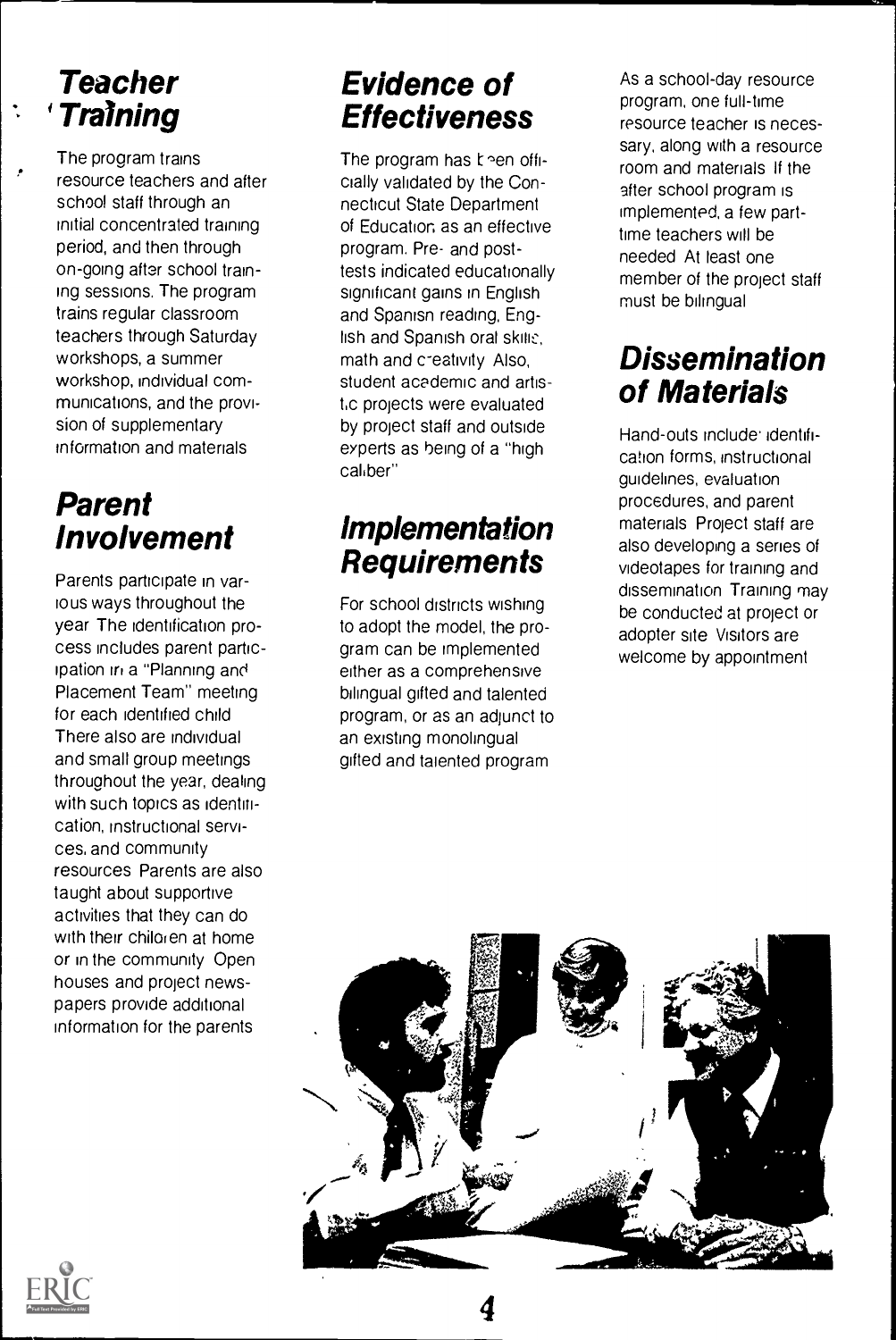## Teacher Training

The program trains resource teachers and after school staff through an initial concentrated training period, and then through on-going after school training sessions. The program trains regular classroom teachers through Saturday workshops, a summer workshop, individual communications, and the provision of supplementary information and materials

## Parent Involvement

Parents participate in various ways throughout the year The identification process includes parent participation in a "Planning and Placement Team" meeting for each identified child There also are individual and small group meetings throughout the year, dealing with such topics as identification, instructional services, and community resources Parents are also taught about supportive activities that they can do with their children at home or in the community Open houses and project newspapers provide additional information for the parents

## Evidence of Effectiveness

The program has been officially validated by the Connecticut State Department of Education as an effective program. Pre- and post-tests indicated educationally significant gains in English and Spanish reading, English and Spanish oral skills, math and creativity Also, student academic and artistic projects were evaluated by project staff and outside experts as being of a "high caliber"

## Implementation Requirements

For school districts wishing to adopt the model, the program can be implemented either as a comprehensive bilingual gifted and talented program, or as an adjunct to an existing monolingual gifted and talented program

As a school-day resource program, one full-time resource teacher is necessary, along with a resource room and materials If the after school program is implemented, a few part-time teachers will be needed At least one member of the project staff must be bilingual

## Dissemination of Materials

Hand-outs include identification forms, instructional guidelines, evaluation procedures, and parent materials Project staff are also developing a series of videotapes for training and dissemination Training may be conducted at project or adopter site Visitors are welcome by appointment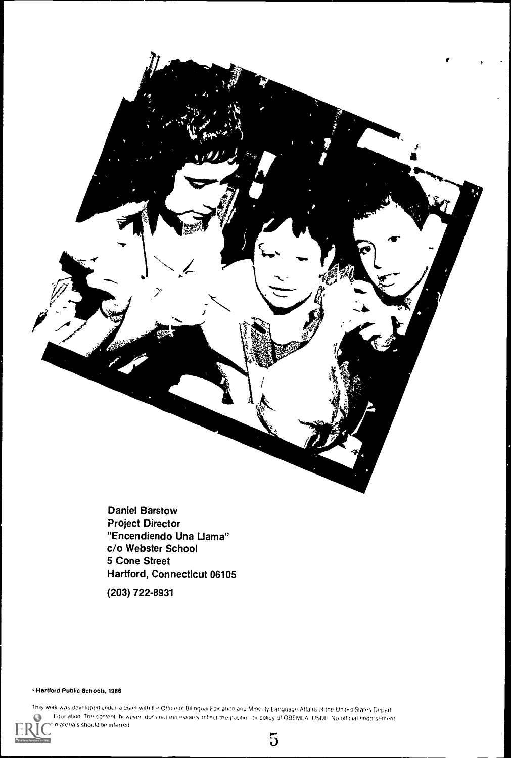Daniel Barstow
Project Director
"Encendiendo Una Llama"
c/o Webster School
5 Cone Street
Hartford, Connecticut 06105

(203) 722-8931

© Hartford Public Schools, 1986

This work was developed under a grant with the Office of Bilingual Education and Minority Language Affairs of the United States Department of Education. The content, however, does not necessarily reflect the position or policy of OBEMLA, USDE. No official endorsement of these materials should be inferred.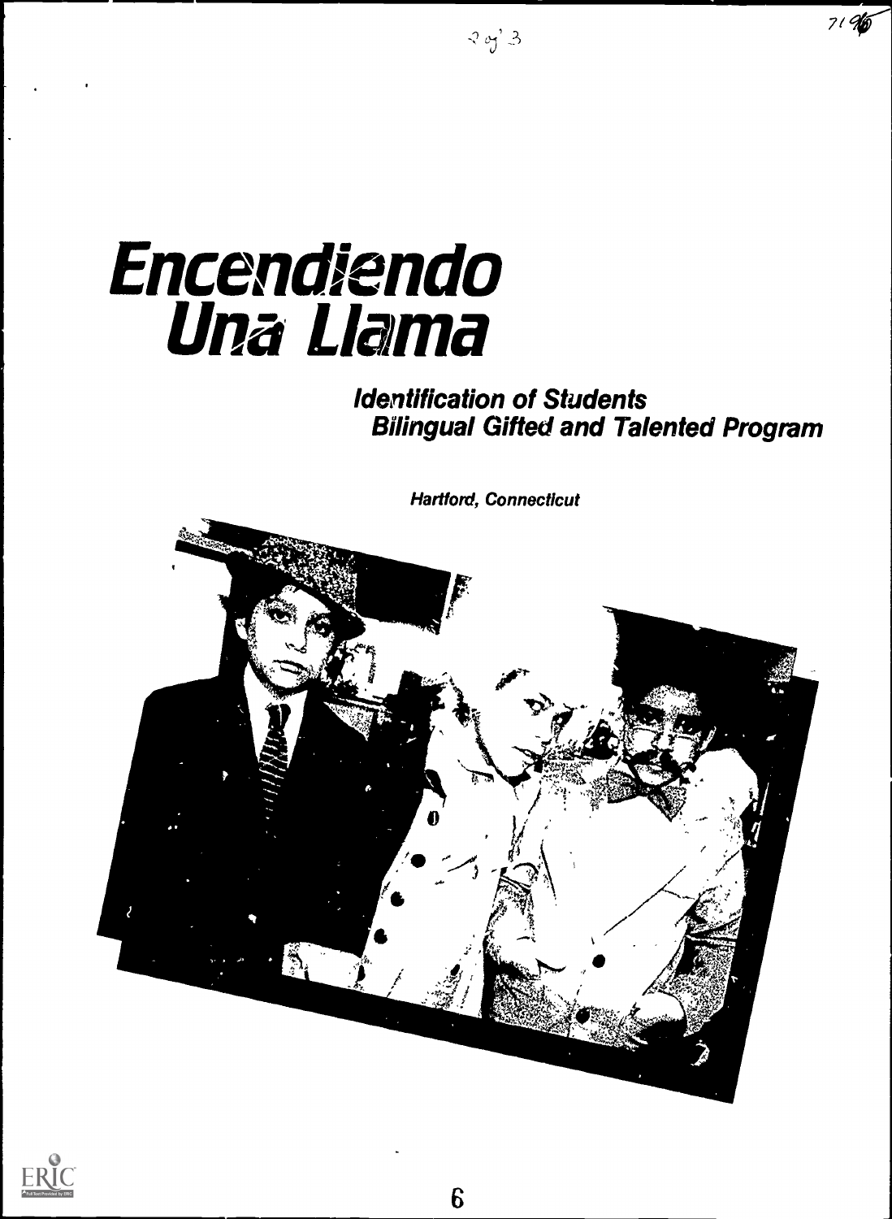# Encendiendo Una Llama

## Identification of Students
## Bilingual Gifted and Talented Program

*Hartford, Connecticut*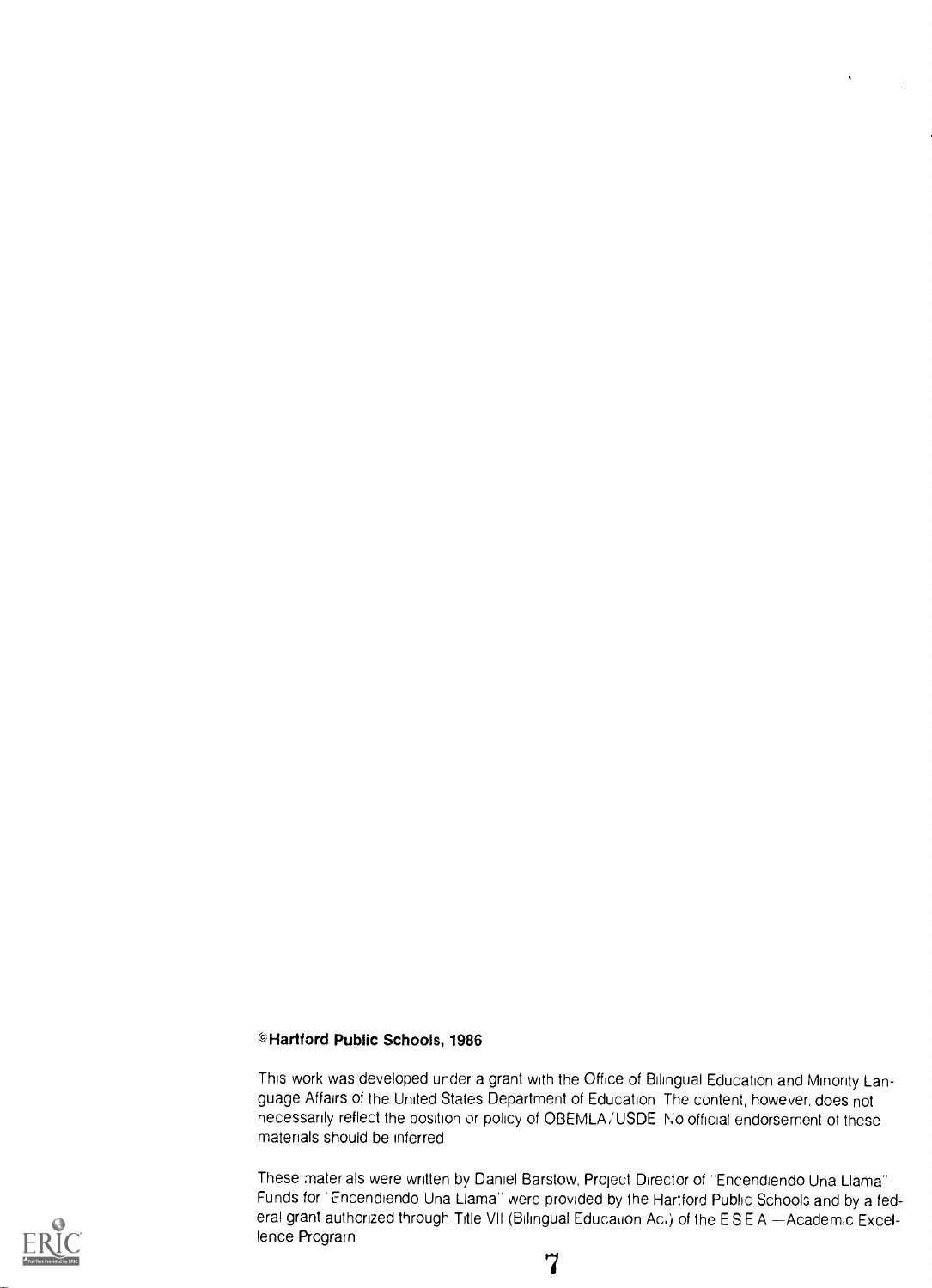**©Hartford Public Schools, 1986**

This work was developed under a grant with the Office of Bilingual Education and Minority Language Affairs of the United States Department of Education The content, however, does not necessarily reflect the position or policy of OBEMLA/USDE No official endorsement of these materials should be inferred

These materials were written by Daniel Barstow, Project Director of "Encendiendo Una Llama" Funds for "Encendiendo Una Llama" were provided by the Hartford Public Schools and by a federal grant authorized through Title VII (Bilingual Education Act) of the E S E A —Academic Excellence Program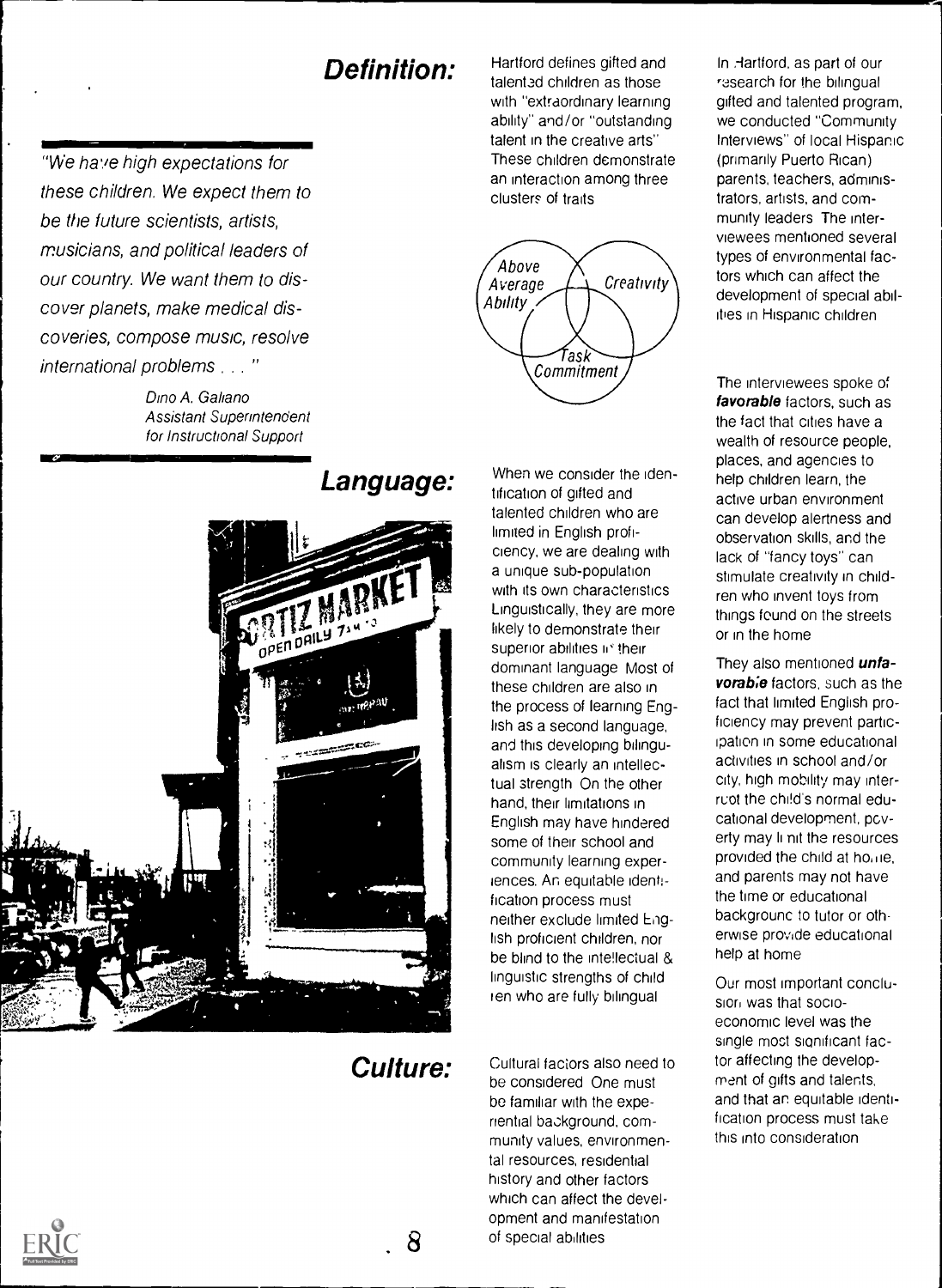"We have high expectations for these children. We expect them to be the future scientists, artists, musicians, and political leaders of our country. We want them to discover planets, make medical discoveries, compose music, resolve international problems . . ."

> Dino A. Galiano
> Assistant Superintendent for Instructional Support

## Definition:

Hartford defines gifted and talented children as those with "extraordinary learning ability" and/or "outstanding talent in the creative arts" These children demonstrate an interaction among three clusters of traits

Above Average Ability — Creativity — Task Commitment

## Language:

When we consider the identification of gifted and talented children who are limited in English proficiency, we are dealing with a unique sub-population with its own characteristics Linguistically, they are more likely to demonstrate their superior abilities in their dominant language Most of these children are also in the process of learning English as a second language, and this developing bilingualism is clearly an intellectual strength On the other hand, their limitations in English may have hindered some of their school and community learning experiences. An equitable identification process must neither exclude limited English proficient children, nor be blind to the intellectual & linguistic strengths of children who are fully bilingual

## Culture:

Cultural factors also need to be considered One must be familiar with the experiential background, community values, environmental resources, residential history and other factors which can affect the development and manifestation of special abilities

In Hartford, as part of our research for the bilingual gifted and talented program, we conducted "Community Interviews" of local Hispanic (primarily Puerto Rican) parents, teachers, administrators, artists, and community leaders The interviewees mentioned several types of environmental factors which can affect the development of special abilities in Hispanic children

The interviewees spoke of ***favorable*** factors, such as the fact that cities have a wealth of resource people, places, and agencies to help children learn, the active urban environment can develop alertness and observation skills, and the lack of "fancy toys" can stimulate creativity in children who invent toys from things found on the streets or in the home

They also mentioned ***unfavorable*** factors, such as the fact that limited English proficiency may prevent participation in some educational activities in school and/or city, high mobility may interrupt the child's normal educational development, poverty may limit the resources provided the child at home, and parents may not have the time or educational background to tutor or otherwise provide educational help at home

Our most important conclusion was that socio-economic level was the single most significant factor affecting the development of gifts and talents, and that an equitable identification process must take this into consideration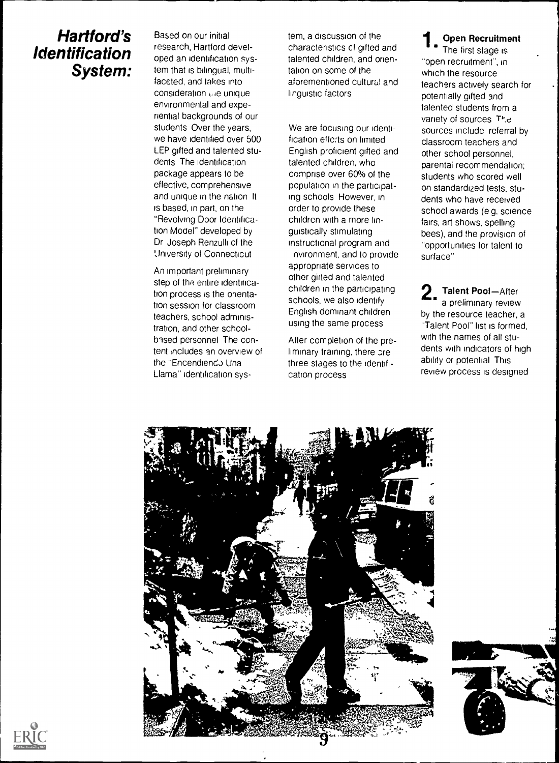## Hartford's Identification System:

Based on our initial research, Hartford developed an identification system that is bilingual, multifaceted, and takes into consideration the unique environmental and experiential backgrounds of our students. Over the years, we have identified over 500 LEP gifted and talented students. The identification package appears to be effective, comprehensive and unique in the nation. It is based, in part, on the "Revolving Door Identification Model" developed by Dr. Joseph Renzulli of the University of Connecticut.

An important preliminary step of the entire identification process is the orientation session for classroom teachers, school administration, and other school-based personnel. The content includes an overview of the "Encendiendo Una Llama" identification system, a discussion of the characteristics of gifted and talented children, and orientation on some of the aforementioned cultural and linguistic factors.

We are focusing our identification efforts on limited English proficient gifted and talented children, who comprise over 60% of the population in the participating schools. However, in order to provide these children with a more linguistically stimulating instructional program and environment, and to provide appropriate services to other gifted and talented children in the participating schools, we also identify English dominant children using the same process.

After completion of the preliminary training, there are three stages to the identification process.

**1. Open Recruitment**

The first stage is "open recruitment", in which the resource teachers actively search for potentially gifted and talented students from a variety of sources. The sources include referral by classroom teachers and other school personnel, parental recommendation; students who scored well on standardized tests, students who have received school awards (e.g. science fairs, art shows, spelling bees), and the provision of "opportunities for talent to surface".

**2. Talent Pool**—After a preliminary review by the resource teacher, a "Talent Pool" list is formed, with the names of all students with indicators of high ability or potential. This review process is designed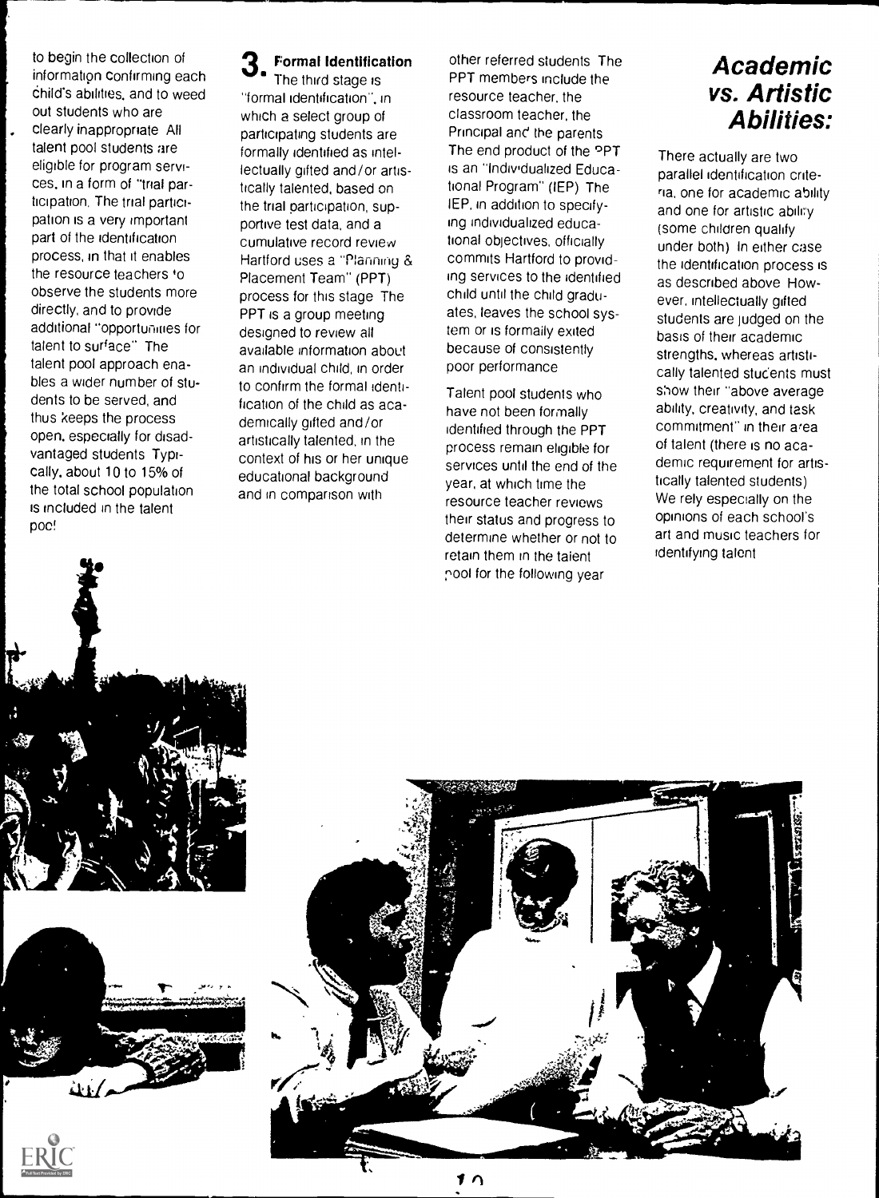to begin the collection of information confirming each child's abilities, and to weed out students who are clearly inappropriate. All talent pool students are eligible for program services, in a form of "trial participation. The trial participation is a very important part of the identification process, in that it enables the resource teachers to observe the students more directly, and to provide additional "opportunities for talent to surface." The talent pool approach enables a wider number of students to be served, and thus keeps the process open, especially for disadvantaged students. Typically, about 10 to 15% of the total school population is included in the talent pool.

## 3. Formal Identification

The third stage is "formal identification", in which a select group of participating students are formally identified as intellectually gifted and/or artistically talented, based on the trial participation, supportive test data, and a cumulative record review. Hartford uses a "Planning & Placement Team" (PPT) process for this stage. The PPT is a group meeting designed to review all available information about an individual child, in order to confirm the formal identification of the child as academically gifted and/or artistically talented, in the context of his or her unique educational background and in comparison with other referred students. The PPT members include the resource teacher, the classroom teacher, the Principal and the parents. The end product of the PPT is an "Individualized Educational Program" (IEP). The IEP, in addition to specifying individualized educational objectives, officially commits Hartford to providing services to the identified child until the child graduates, leaves the school system or is formally exited because of consistently poor performance.

Talent pool students who have not been formally identified through the PPT process remain eligible for services until the end of the year, at which time the resource teacher reviews their status and progress to determine whether or not to retain them in the talent pool for the following year.

## Academic vs. Artistic Abilities:

There actually are two parallel identification criteria, one for academic ability and one for artistic ability (some children qualify under both). In either case the identification process is as described above. However, intellectually gifted students are judged on the basis of their academic strengths, whereas artistically talented students must show their "above average ability, creativity, and task commitment" in their area of talent (there is no academic requirement for artistically talented students). We rely especially on the opinions of each school's art and music teachers for identifying talent.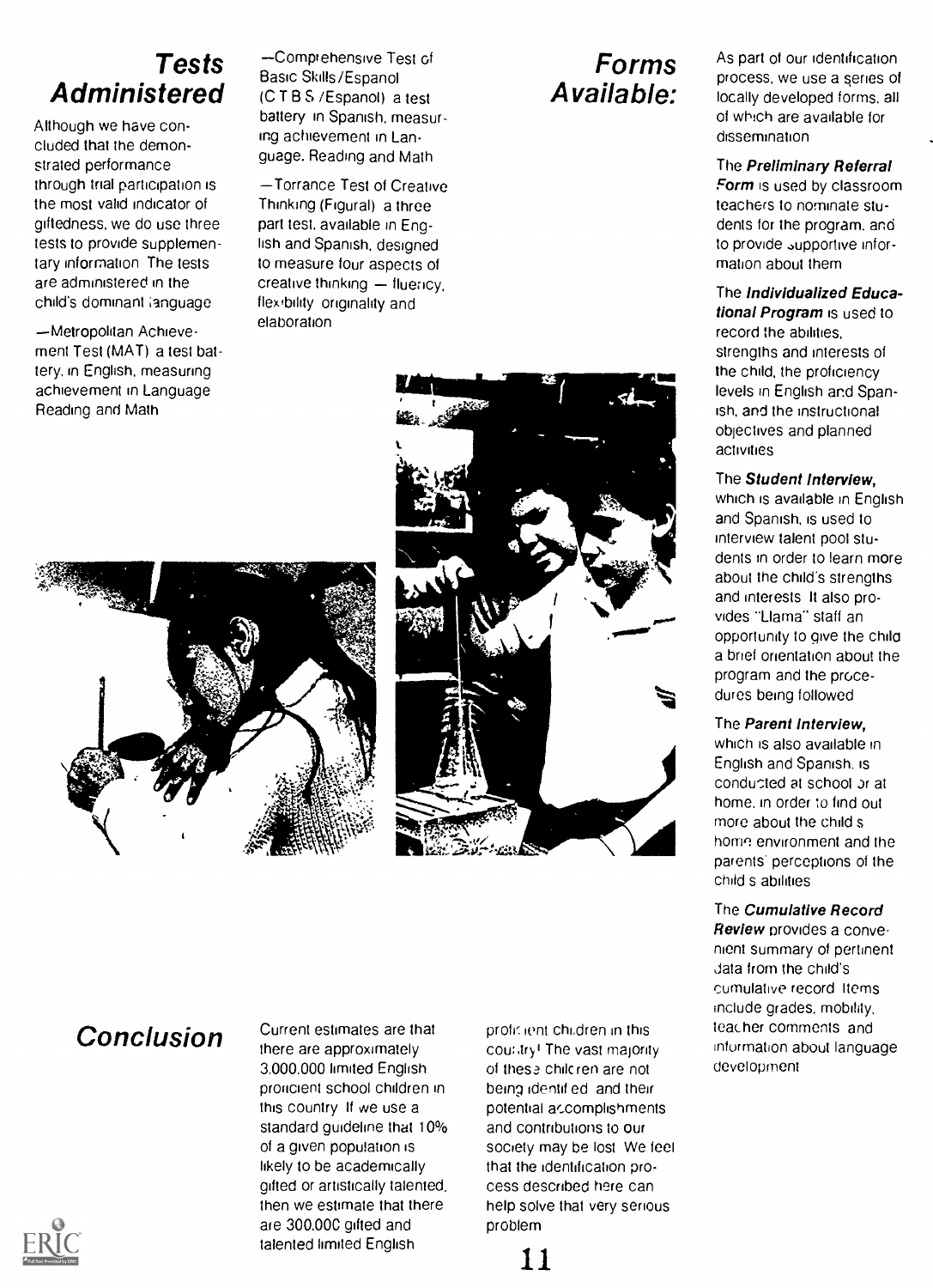## Tests Administered

Although we have concluded that the demonstrated performance through trial participation is the most valid indicator of giftedness, we do use three tests to provide supplementary information. The tests are administered in the child's dominant language.

—Metropolitan Achievement Test (MAT) a test battery, in English, measuring achievement in Language, Reading and Math

—Comprehensive Test of Basic Skills/Espanol (C.T.B.S./Espanol) a test battery in Spanish, measuring achievement in Language, Reading and Math

—Torrance Test of Creative Thinking (Figural) a three part test, available in English and Spanish, designed to measure four aspects of creative thinking — fluency, flexibility, originality and elaboration

## Forms Available:

As part of our identification process, we use a series of locally developed forms, all of which are available for dissemination.

The ***Preliminary Referral Form*** is used by classroom teachers to nominate students for the program, and to provide supportive information about them.

The ***Individualized Educational Program*** is used to record the abilities, strengths and interests of the child, the proficiency levels in English and Spanish, and the instructional objectives and planned activities.

The ***Student Interview***, which is available in English and Spanish, is used to interview talent pool students in order to learn more about the child's strengths and interests. It also provides "Llama" staff an opportunity to give the child a brief orientation about the program and the procedures being followed.

The ***Parent Interview***, which is also available in English and Spanish, is conducted at school or at home, in order to find out more about the child's home environment and the parents' perceptions of the child's abilities.

The ***Cumulative Record Review*** provides a convenient summary of pertinent data from the child's cumulative record. Items include grades, mobility, teacher comments and information about language development.

## Conclusion

Current estimates are that there are approximately 3,000,000 limited English proficient school children in this country. If we use a standard guideline that 10% of a given population is likely to be academically gifted or artistically talented, then we estimate that there are 300,000 gifted and talented limited English proficient children in this country! The vast majority of these children are not being identified and their potential accomplishments and contributions to our society may be lost. We feel that the identification process described here can help solve that very serious problem.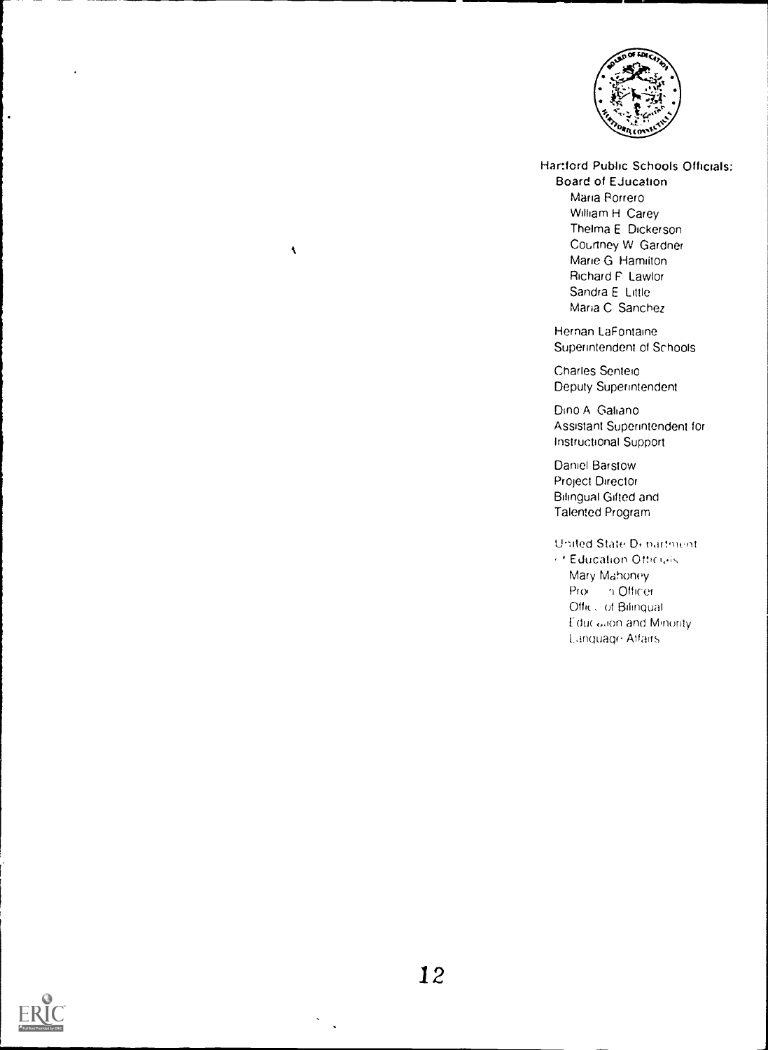Hartford Public Schools Officials:

Board of Education

Maria Borrero
William H Carey
Thelma E Dickerson
Courtney W Gardner
Marie G Hamilton
Richard F Lawlor
Sandra E Little
Maria C Sanchez

Hernan LaFontaine
Superintendent of Schools

Charles Senteio
Deputy Superintendent

Dino A Galiano
Assistant Superintendent for
Instructional Support

Daniel Barstow
Project Director
Bilingual Gifted and
Talented Program

United State Department
of Education Officials
Mary Mahoney
Program Officer
Office of Bilingual
Education and Minority
Language Affairs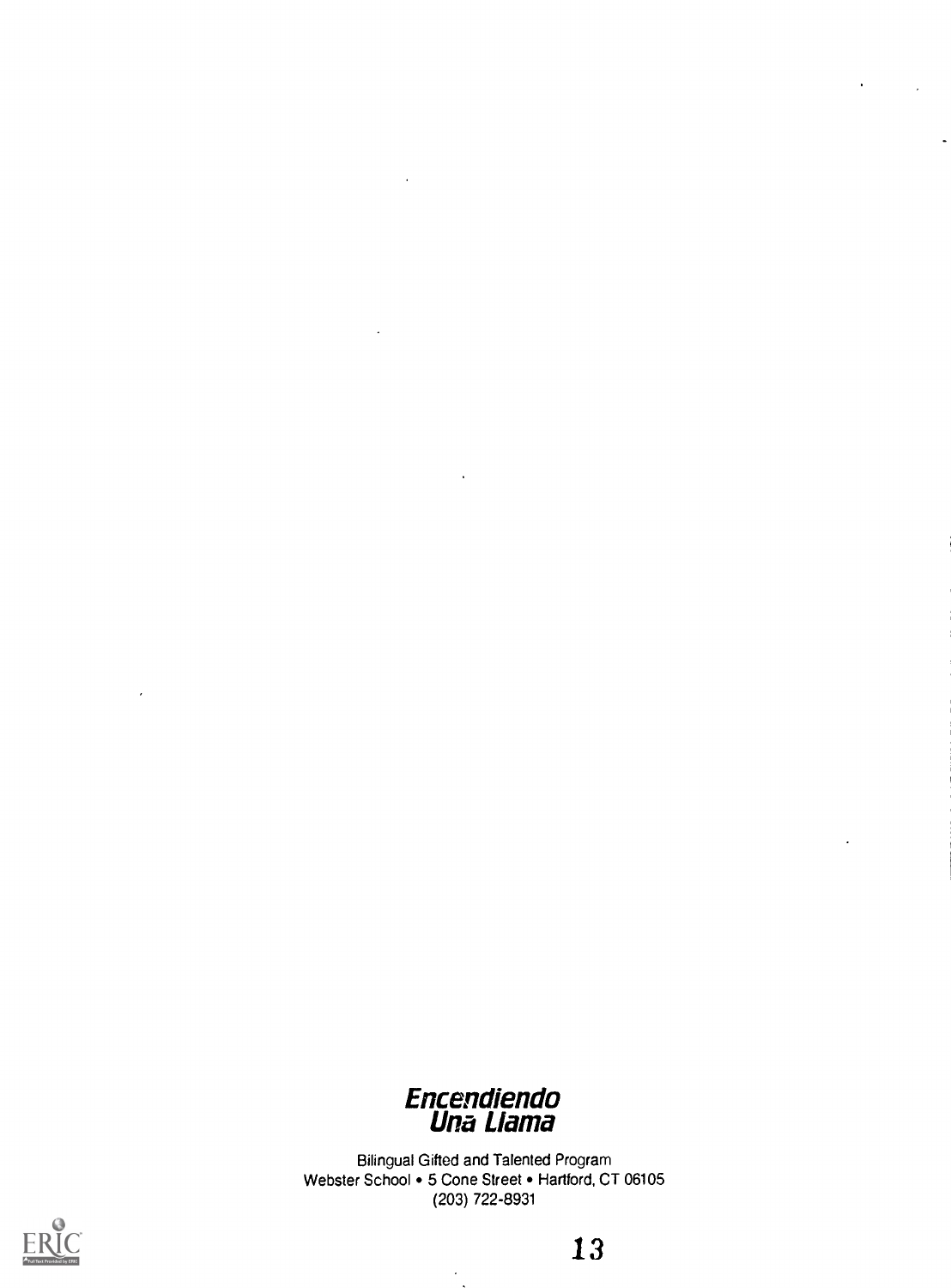***Encendiendo Una Llama***

Bilingual Gifted and Talented Program
Webster School • 5 Cone Street • Hartford, CT 06105
(203) 722-8931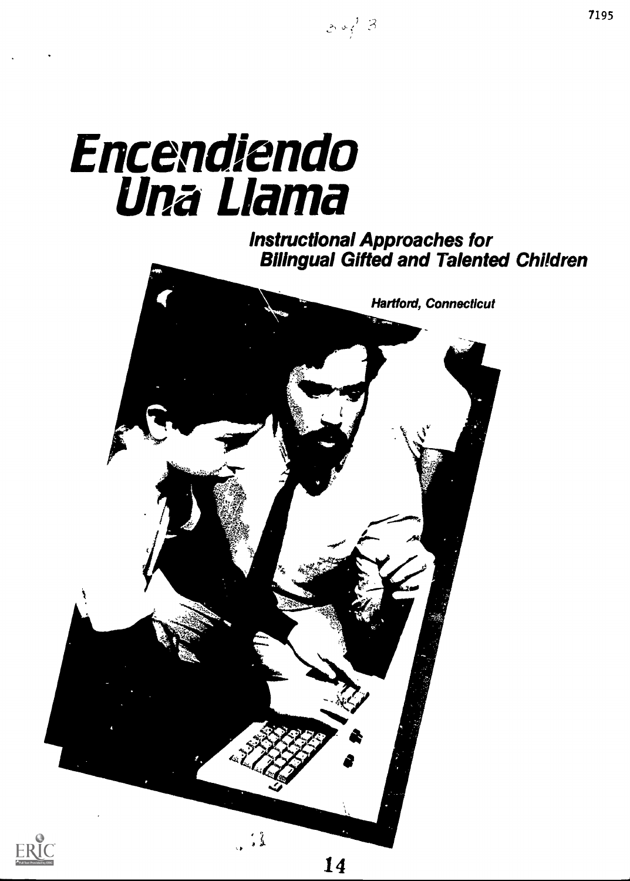# Encendiendo Una Llama

***Instructional Approaches for Bilingual Gifted and Talented Children***

***Hartford, Connecticut***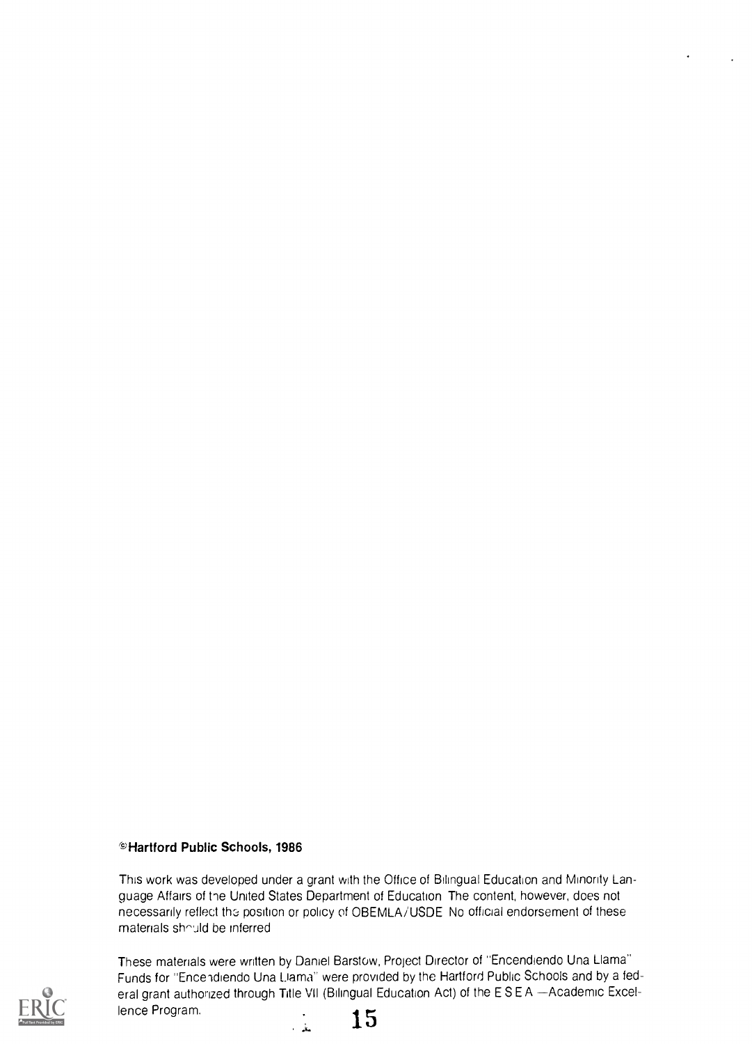**©Hartford Public Schools, 1986**

This work was developed under a grant with the Office of Bilingual Education and Minority Language Affairs of the United States Department of Education The content, however, does not necessarily reflect the position or policy of OBEMLA/USDE No official endorsement of these materials should be inferred

These materials were written by Daniel Barstow, Project Director of "Encendiendo Una Llama" Funds for "Encendiendo Una Llama" were provided by the Hartford Public Schools and by a federal grant authorized through Title VII (Bilingual Education Act) of the E S E A —Academic Excellence Program.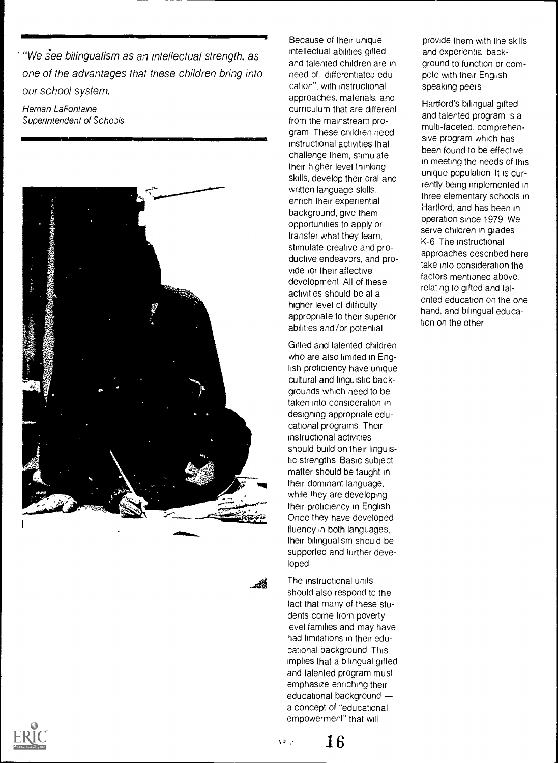*"We see bilingualism as an intellectual strength, as one of the advantages that these children bring into our school system.*

*Hernan LaFontaine*
*Superintendent of Schools*

Because of their unique intellectual abilities gifted and talented children are in need of "differentiated education", with instructional approaches, materials, and curriculum that are different from the mainstream program. These children need instructional activities that challenge them, stimulate their higher level thinking skills, develop their oral and written language skills, enrich their experiential background, give them opportunities to apply or transfer what they learn, stimulate creative and productive endeavors, and provide for their affective development. All of these activities should be at a higher level of difficulty appropriate to their superior abilities and/or potential.

Gifted and talented children who are also limited in English proficiency have unique cultural and linguistic backgrounds which need to be taken into consideration in designing appropriate educational programs. Their instructional activities should build on their linguistic strengths. Basic subject matter should be taught in their dominant language, while they are developing their proficiency in English. Once they have developed fluency in both languages, their bilingualism should be supported and further developed.

The instructional units should also respond to the fact that many of these students come from poverty level families and may have had limitations in their educational background. This implies that a bilingual gifted and talented program must emphasize enriching their educational background — a concept of "educational empowerment" that will provide them with the skills and experiential background to function or compete with their English speaking peers.

Hartford's bilingual gifted and talented program is a multi-faceted, comprehensive program which has been found to be effective in meeting the needs of this unique population. It is currently being implemented in three elementary schools in Hartford, and has been in operation since 1979. We serve children in grades K-6. The instructional approaches described here take into consideration the factors mentioned above, relating to gifted and talented education on the one hand, and bilingual education on the other.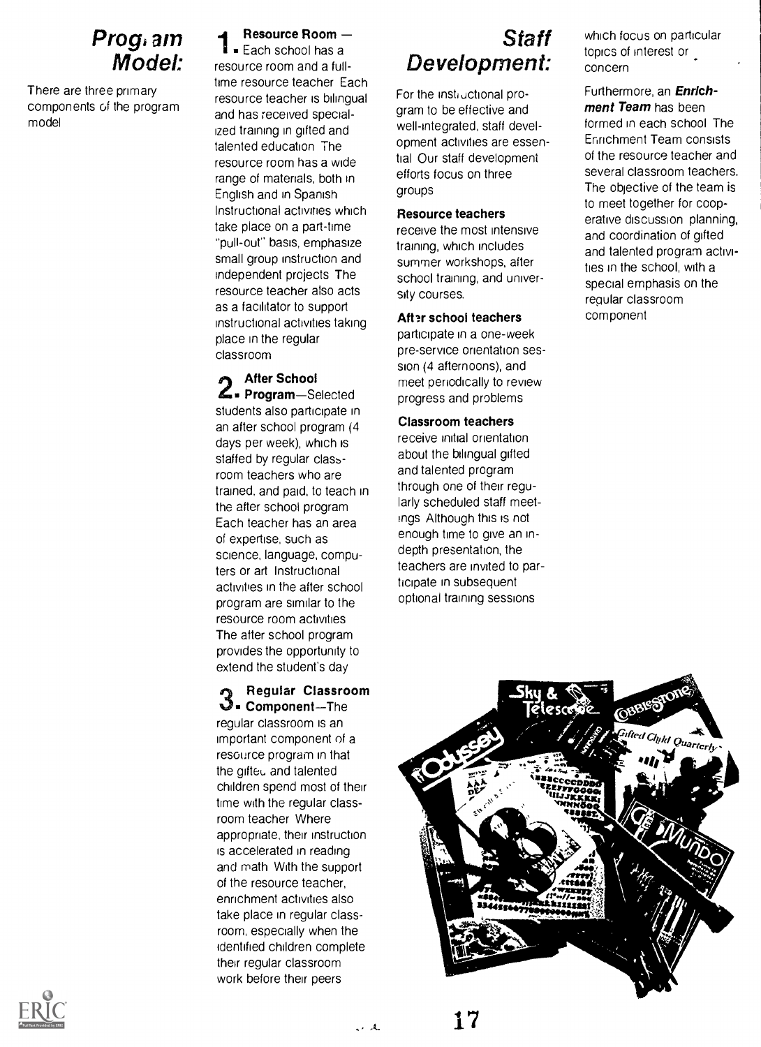## Program Model:

There are three primary components of the program model

**1. Resource Room** — Each school has a resource room and a full-time resource teacher Each resource teacher is bilingual and has received specialized training in gifted and talented education The resource room has a wide range of materials, both in English and in Spanish Instructional activities which take place on a part-time "pull-out" basis, emphasize small group instruction and independent projects The resource teacher also acts as a facilitator to support instructional activities taking place in the regular classroom

**2. After School Program**—Selected students also participate in an after school program (4 days per week), which is staffed by regular classroom teachers who are trained, and paid, to teach in the after school program Each teacher has an area of expertise, such as science, language, computers or art Instructional activities in the after school program are similar to the resource room activities The after school program provides the opportunity to extend the student's day

**3. Regular Classroom Component**—The regular classroom is an important component of a resource program in that the gifted and talented children spend most of their time with the regular classroom teacher Where appropriate, their instruction is accelerated in reading and math With the support of the resource teacher, enrichment activities also take place in regular classroom, especially when the identified children complete their regular classroom work before their peers

## Staff Development:

For the instructional program to be effective and well-integrated, staff development activities are essential Our staff development efforts focus on three groups

**Resource teachers** receive the most intensive training, which includes summer workshops, after school training, and university courses.

**After school teachers** participate in a one-week pre-service orientation session (4 afternoons), and meet periodically to review progress and problems

**Classroom teachers** receive initial orientation about the bilingual gifted and talented program through one of their regularly scheduled staff meetings Although this is not enough time to give an in-depth presentation, the teachers are invited to participate in subsequent optional training sessions which focus on particular topics of interest or concern

Furthermore, an ***Enrichment Team*** has been formed in each school The Enrichment Team consists of the resource teacher and several classroom teachers. The objective of the team is to meet together for cooperative discussion planning, and coordination of gifted and talented program activities in the school, with a special emphasis on the regular classroom component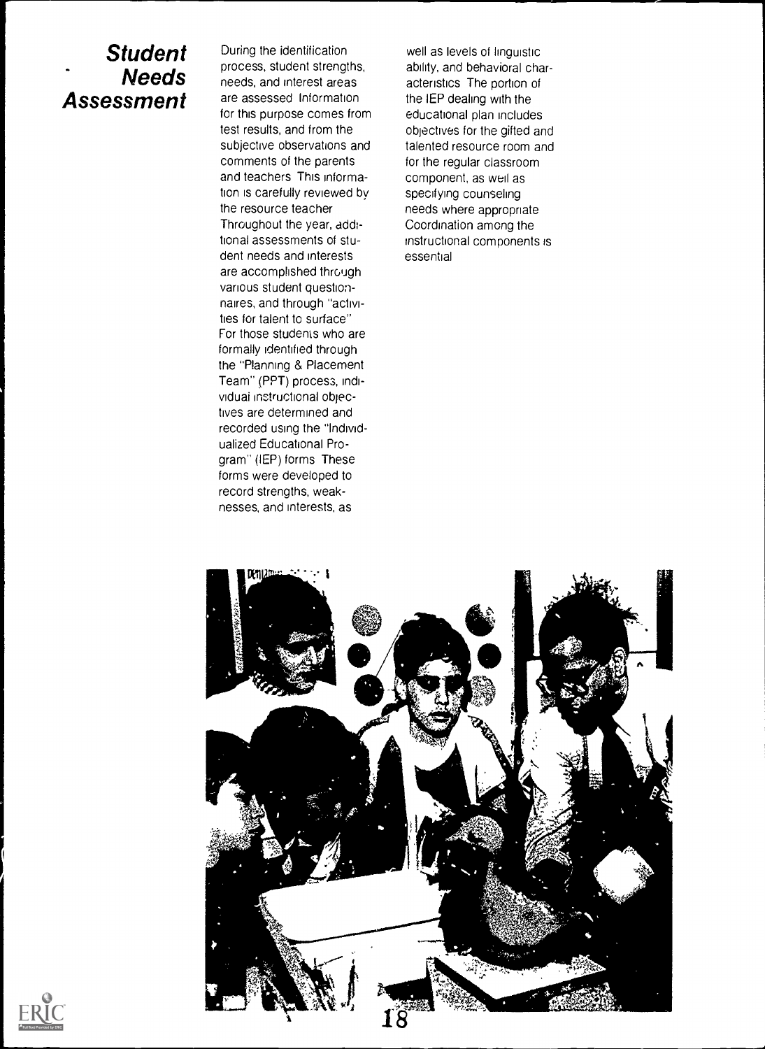## Student Needs Assessment

During the identification process, student strengths, needs, and interest areas are assessed Information for this purpose comes from test results, and from the subjective observations and comments of the parents and teachers This information is carefully reviewed by the resource teacher Throughout the year, additional assessments of student needs and interests are accomplished through various student questionnaires, and through "activities for talent to surface" For those students who are formally identified through the "Planning & Placement Team" (PPT) process, individual instructional objectives are determined and recorded using the "Individualized Educational Program" (IEP) forms These forms were developed to record strengths, weaknesses, and interests, as well as levels of linguistic ability, and behavioral characteristics The portion of the IEP dealing with the educational plan includes objectives for the gifted and talented resource room and for the regular classroom component, as well as specifying counseling needs where appropriate Coordination among the instructional components is essential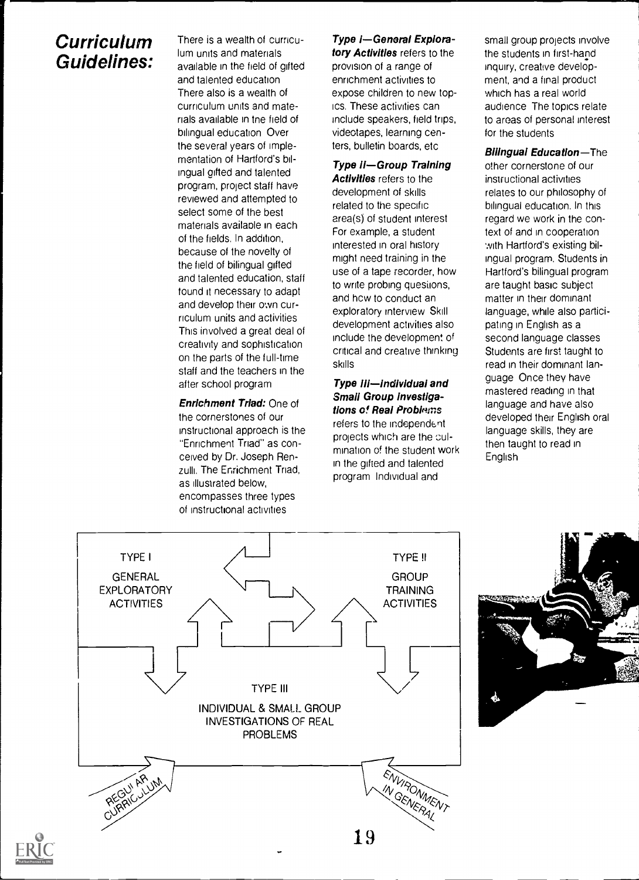## Curriculum Guidelines:

There is a wealth of curriculum units and materials available in the field of gifted and talented education There also is a wealth of curriculum units and materials available in the field of bilingual education Over the several years of implementation of Hartford's bilingual gifted and talented program, project staff have reviewed and attempted to select some of the best materials available in each of the fields. In addition, because of the novelty of the field of bilingual gifted and talented education, staff found it necessary to adapt and develop their own curriculum units and activities This involved a great deal of creativity and sophistication on the parts of the full-time staff and the teachers in the after school program

***Enrichment Triad:*** One of the cornerstones of our instructional approach is the "Enrichment Triad" as conceived by Dr. Joseph Renzulli. The Enrichment Triad, as illustrated below, encompasses three types of instructional activities

***Type I—General Exploratory Activities*** refers to the provision of a range of enrichment activities to expose children to new topics. These activities can include speakers, field trips, videotapes, learning centers, bulletin boards, etc

***Type II—Group Training Activities*** refers to the development of skills related to the specific area(s) of student interest For example, a student interested in oral history might need training in the use of a tape recorder, how to write probing questions, and how to conduct an exploratory interview Skill development activities also include the development of critical and creative thinking skills

***Type III—Individual and Small Group Investigations of Real Problems*** refers to the independent projects which are the culmination of the student work in the gifted and talented program Individual and small group projects involve the students in first-hand inquiry, creative development, and a final product which has a real world audience The topics relate to areas of personal interest for the students

***Bilingual Education***—The other cornerstone of our instructional activities relates to our philosophy of bilingual education. In this regard we work in the context of and in cooperation with Hartford's existing bilingual program. Students in Hartford's bilingual program are taught basic subject matter in their dominant language, while also participating in English as a second language classes Students are first taught to read in their dominant language Once they have mastered reading in that language and have also developed their English oral language skills, they are then taught to read in English

TYPE I
GENERAL EXPLORATORY ACTIVITIES

TYPE II
GROUP TRAINING ACTIVITIES

TYPE III
INDIVIDUAL & SMALL GROUP INVESTIGATIONS OF REAL PROBLEMS

REGULAR CURRICULUM

ENVIRONMENT IN GENERAL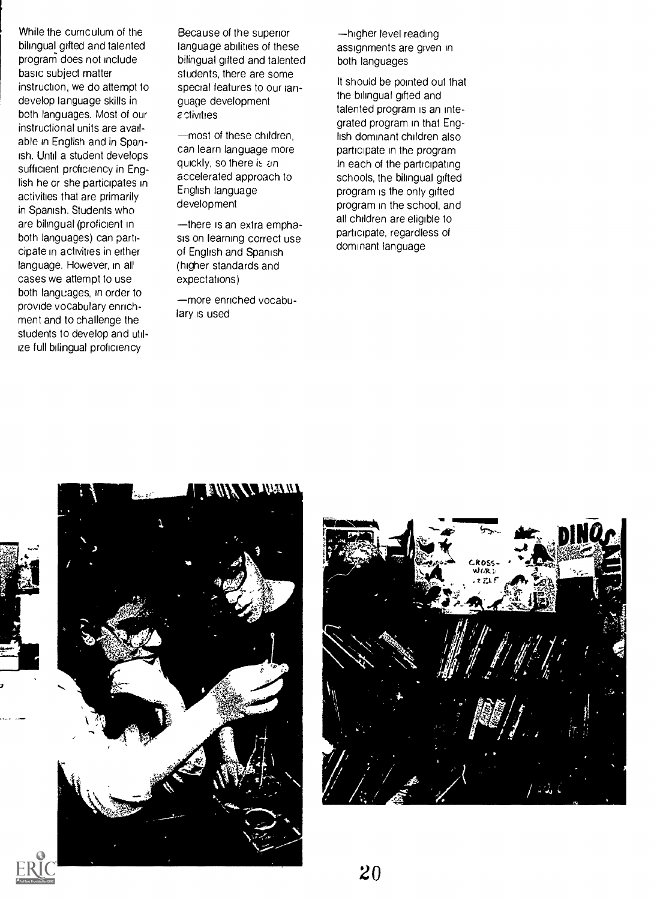While the curriculum of the bilingual gifted and talented program does not include basic subject matter instruction, we do attempt to develop language skills in both languages. Most of our instructional units are available in English and in Spanish. Until a student develops sufficient proficiency in English he or she participates in activities that are primarily in Spanish. Students who are bilingual (proficient in both languages) can participate in activities in either language. However, in all cases we attempt to use both languages, in order to provide vocabulary enrichment and to challenge the students to develop and utilize full bilingual proficiency

Because of the superior language abilities of these bilingual gifted and talented students, there are some special features to our language development activities

—most of these children, can learn language more quickly, so there is an accelerated approach to English language development

—there is an extra emphasis on learning correct use of English and Spanish (higher standards and expectations)

—more enriched vocabulary is used

—higher level reading assignments are given in both languages

It should be pointed out that the bilingual gifted and talented program is an integrated program in that English dominant children also participate in the program In each of the participating schools, the bilingual gifted program is the only gifted program in the school, and all children are eligible to participate, regardless of dominant language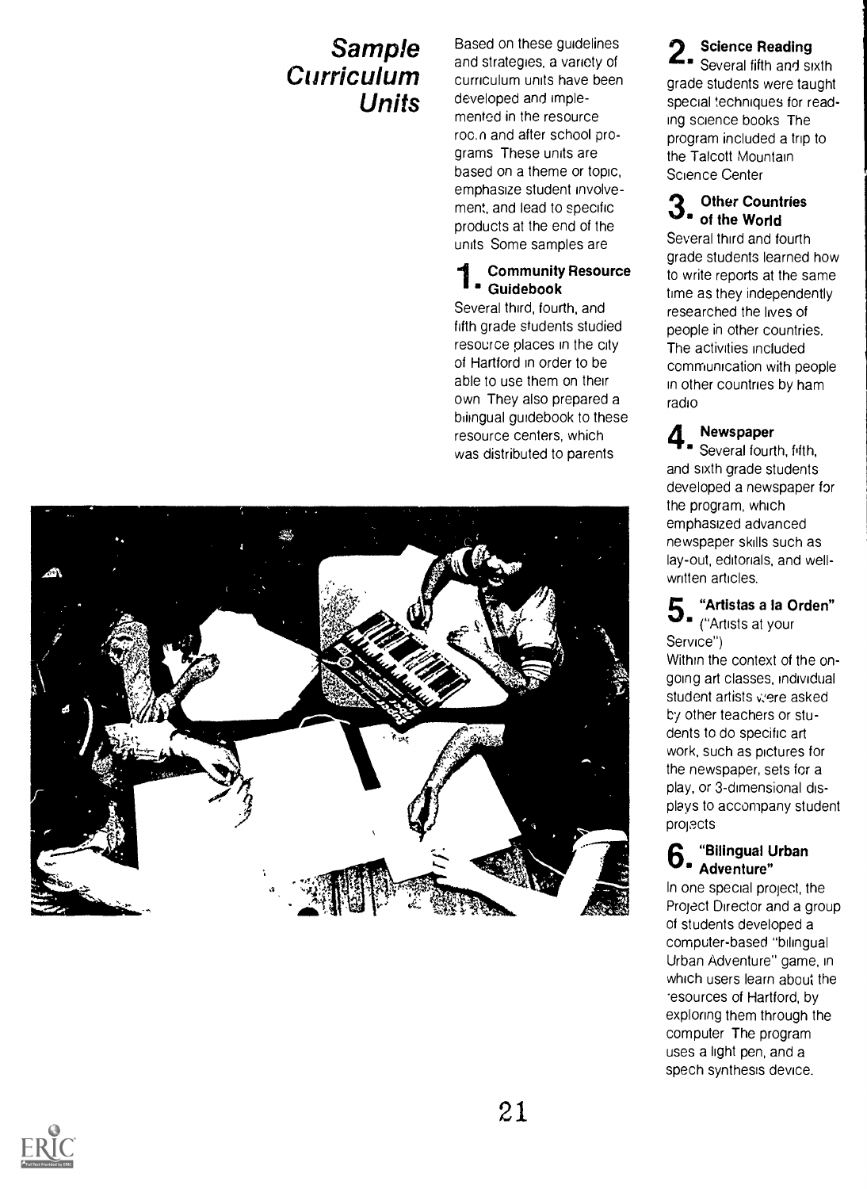## Sample Curriculum Units

Based on these guidelines and strategies, a variety of curriculum units have been developed and implemented in the resource room and after school programs. These units are based on a theme or topic, emphasize student involvement, and lead to specific products at the end of the units. Some samples are:

### 1. Community Resource Guidebook

Several third, fourth, and fifth grade students studied resource places in the city of Hartford in order to be able to use them on their own. They also prepared a bilingual guidebook to these resource centers, which was distributed to parents.

### 2. Science Reading

Several fifth and sixth grade students were taught special techniques for reading science books. The program included a trip to the Talcott Mountain Science Center.

### 3. Other Countries of the World

Several third and fourth grade students learned how to write reports at the same time as they independently researched the lives of people in other countries. The activities included communication with people in other countries by ham radio.

### 4. Newspaper

Several fourth, fifth, and sixth grade students developed a newspaper for the program, which emphasized advanced newspaper skills such as lay-out, editorials, and well-written articles.

### 5. "Artistas a la Orden"

("Artists at your Service")

Within the context of the on-going art classes, individual student artists were asked by other teachers or students to do specific art work, such as pictures for the newspaper, sets for a play, or 3-dimensional displays to accompany student projects.

### 6. "Bilingual Urban Adventure"

In one special project, the Project Director and a group of students developed a computer-based "bilingual Urban Adventure" game, in which users learn about the resources of Hartford, by exploring them through the computer. The program uses a light pen, and a spech synthesis device.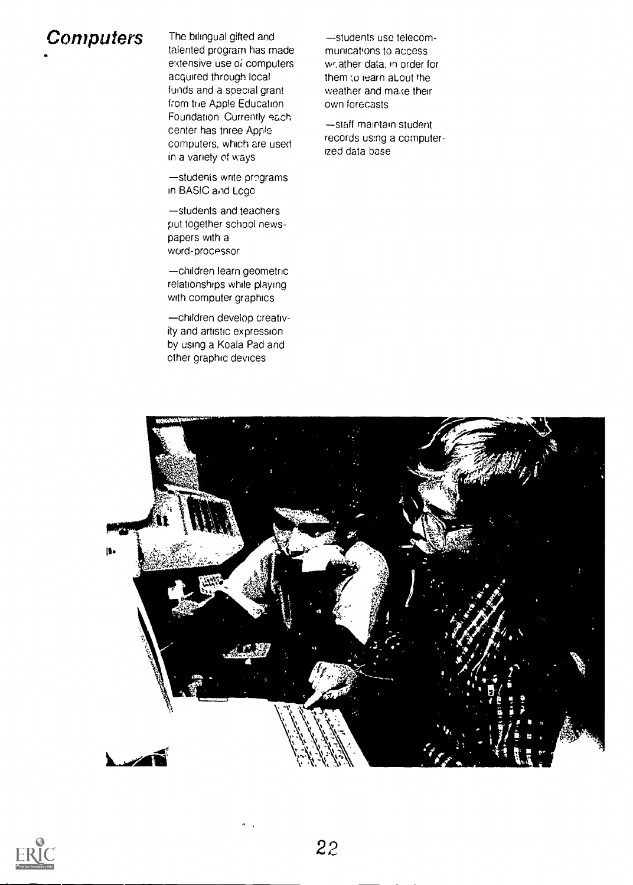## Computers

The bilingual gifted and talented program has made extensive use of computers acquired through local funds and a special grant from the Apple Education Foundation. Currently each center has three Apple computers, which are used in a variety of ways

—students write programs in BASIC and Logo

—students and teachers put together school newspapers with a word-processor

—children learn geometric relationships while playing with computer graphics

—children develop creativity and artistic expression by using a Koala Pad and other graphic devices

—students use telecommunications to access weather data, in order for them to learn about the weather and make their own forecasts

—staff maintain student records using a computerized data base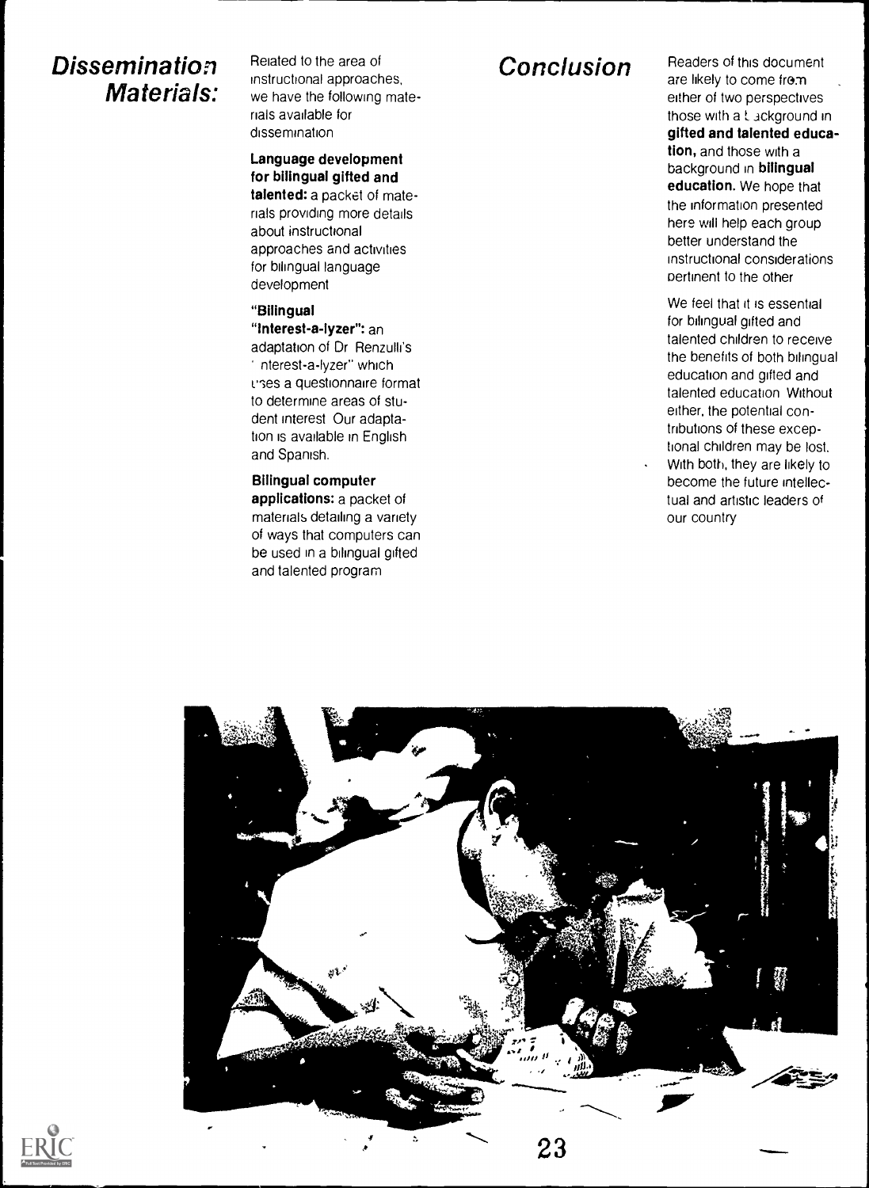## Dissemination Materials:

Related to the area of instructional approaches, we have the following materials available for dissemination

**Language development for bilingual gifted and talented:** a packet of materials providing more details about instructional approaches and activities for bilingual language development

**"Bilingual "Interest-a-lyzer":** an adaptation of Dr Renzulli's "Interest-a-lyzer" which uses a questionnaire format to determine areas of student interest Our adaptation is available in English and Spanish.

**Bilingual computer applications:** a packet of materials detailing a variety of ways that computers can be used in a bilingual gifted and talented program

## Conclusion

Readers of this document are likely to come from either of two perspectives those with a background in **gifted and talented education,** and those with a background in **bilingual education.** We hope that the information presented here will help each group better understand the instructional considerations pertinent to the other

We feel that it is essential for bilingual gifted and talented children to receive the benefits of both bilingual education and gifted and talented education Without either, the potential contributions of these exceptional children may be lost. With both, they are likely to become the future intellectual and artistic leaders of our country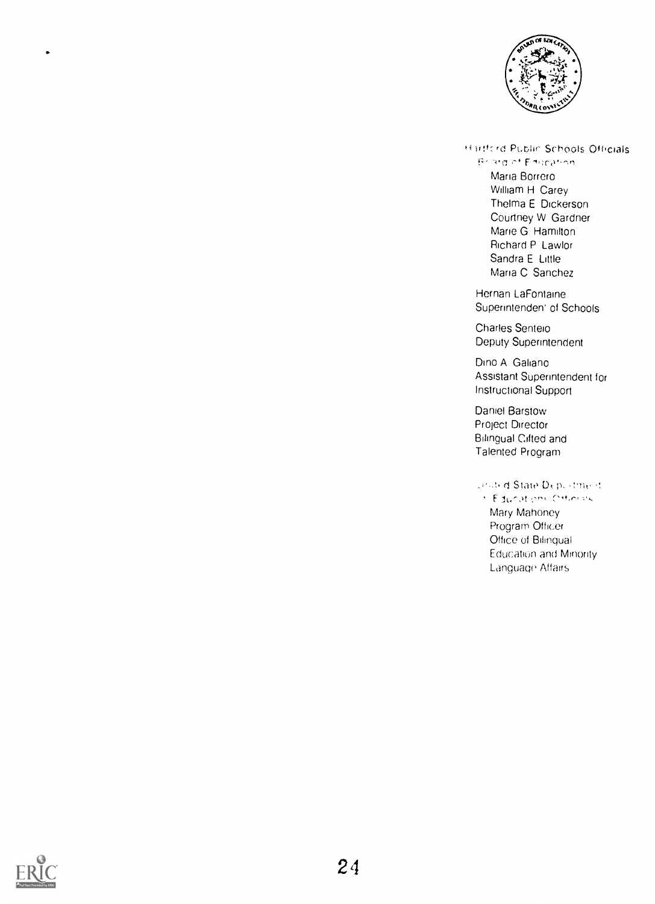Hartford Public Schools Officials

Board of Education

Maria Borrero
William H Carey
Thelma E Dickerson
Courtney W Gardner
Marie G Hamilton
Richard P Lawlor
Sandra E Little
Maria C Sanchez

Hernan LaFontaine
Superintendent of Schools

Charles Senteio
Deputy Superintendent

Dino A Galiano
Assistant Superintendent for Instructional Support

Daniel Barstow
Project Director
Bilingual Gifted and Talented Program

United State Department of Education Officials

Mary Mahoney
Program Officer
Office of Bilingual Education and Minority Language Affairs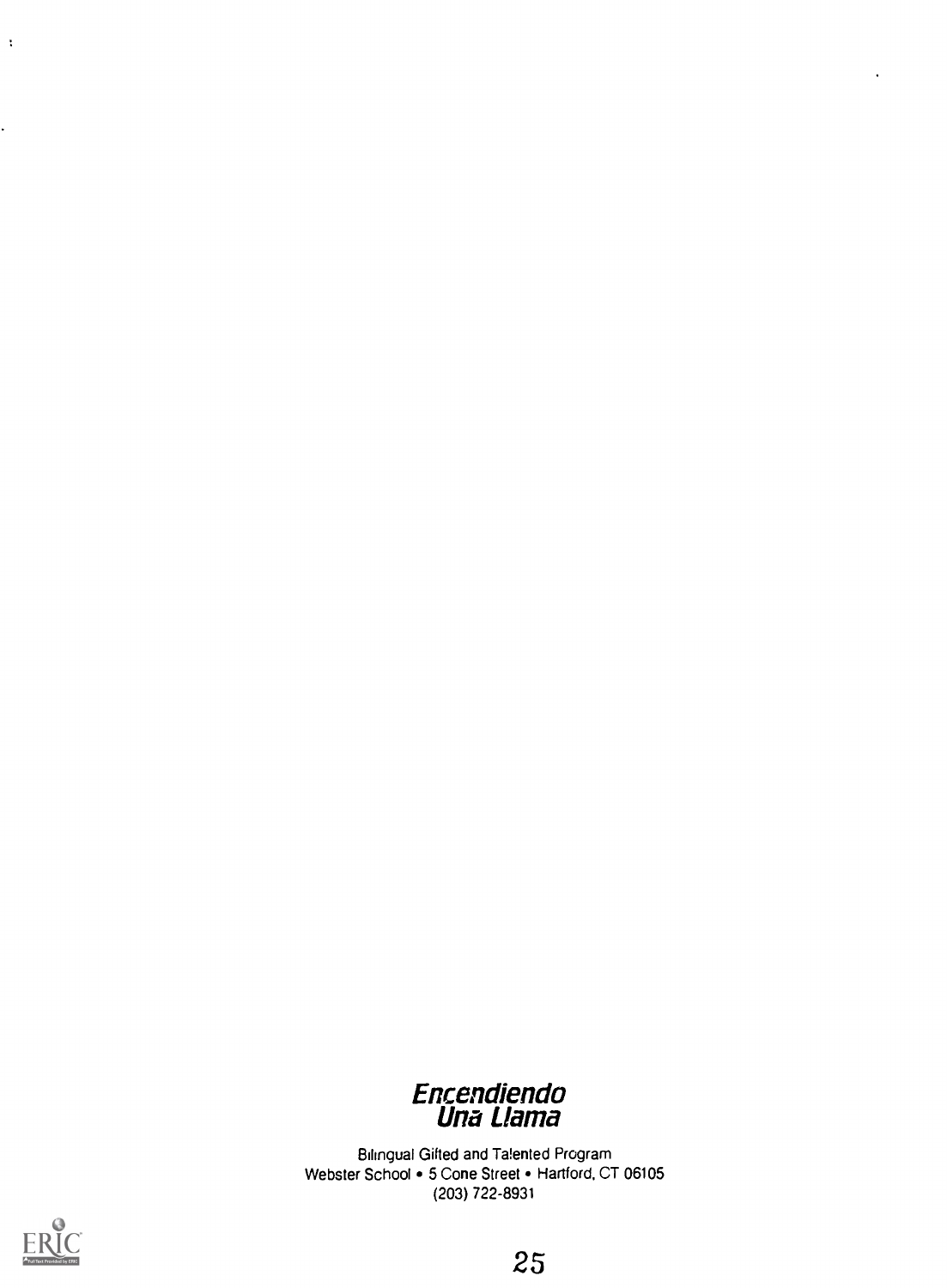***Encendiendo Una Llama***

Bilingual Gifted and Talented Program
Webster School • 5 Cone Street • Hartford, CT 06105
(203) 722-8931